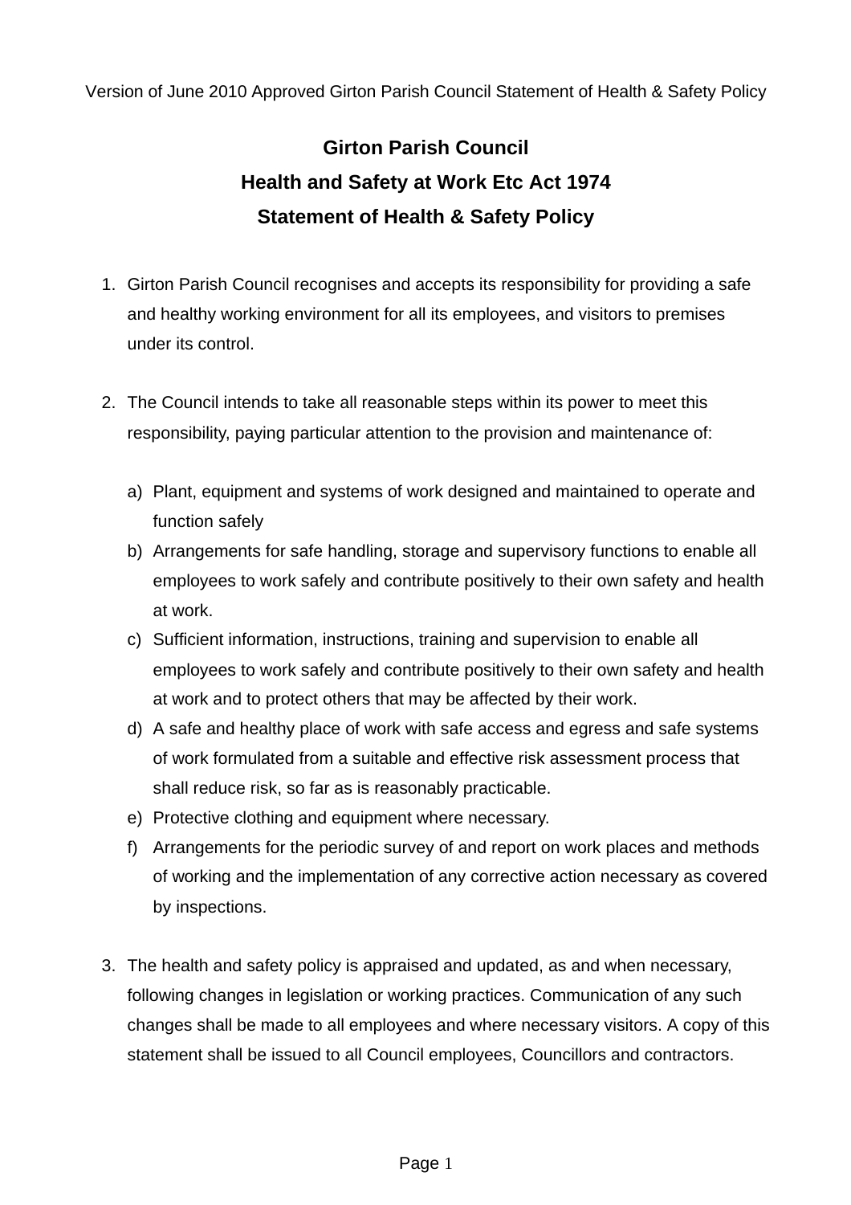Version of June 2010 Approved Girton Parish Council Statement of Health & Safety Policy

# Girton Parish Council

## Health and Safety at Work Etc Act 1974

## Statement of Health & Safety Policy

1. Girton Parish Council recognises and accepts its responsibility for providing a safe and healthy working environment for all its employees, and visitors to premises under its control.

2. The Council intends to take all reasonable steps within its power to meet this responsibility, paying particular attention to the provision and maintenance of:

   a) Plant, equipment and systems of work designed and maintained to operate and function safely
   b) Arrangements for safe handling, storage and supervisory functions to enable all employees to work safely and contribute positively to their own safety and health at work.
   c) Sufficient information, instructions, training and supervision to enable all employees to work safely and contribute positively to their own safety and health at work and to protect others that may be affected by their work.
   d) A safe and healthy place of work with safe access and egress and safe systems of work formulated from a suitable and effective risk assessment process that shall reduce risk, so far as is reasonably practicable.
   e) Protective clothing and equipment where necessary.
   f) Arrangements for the periodic survey of and report on work places and methods of working and the implementation of any corrective action necessary as covered by inspections.

3. The health and safety policy is appraised and updated, as and when necessary, following changes in legislation or working practices. Communication of any such changes shall be made to all employees and where necessary visitors. A copy of this statement shall be issued to all Council employees, Councillors and contractors.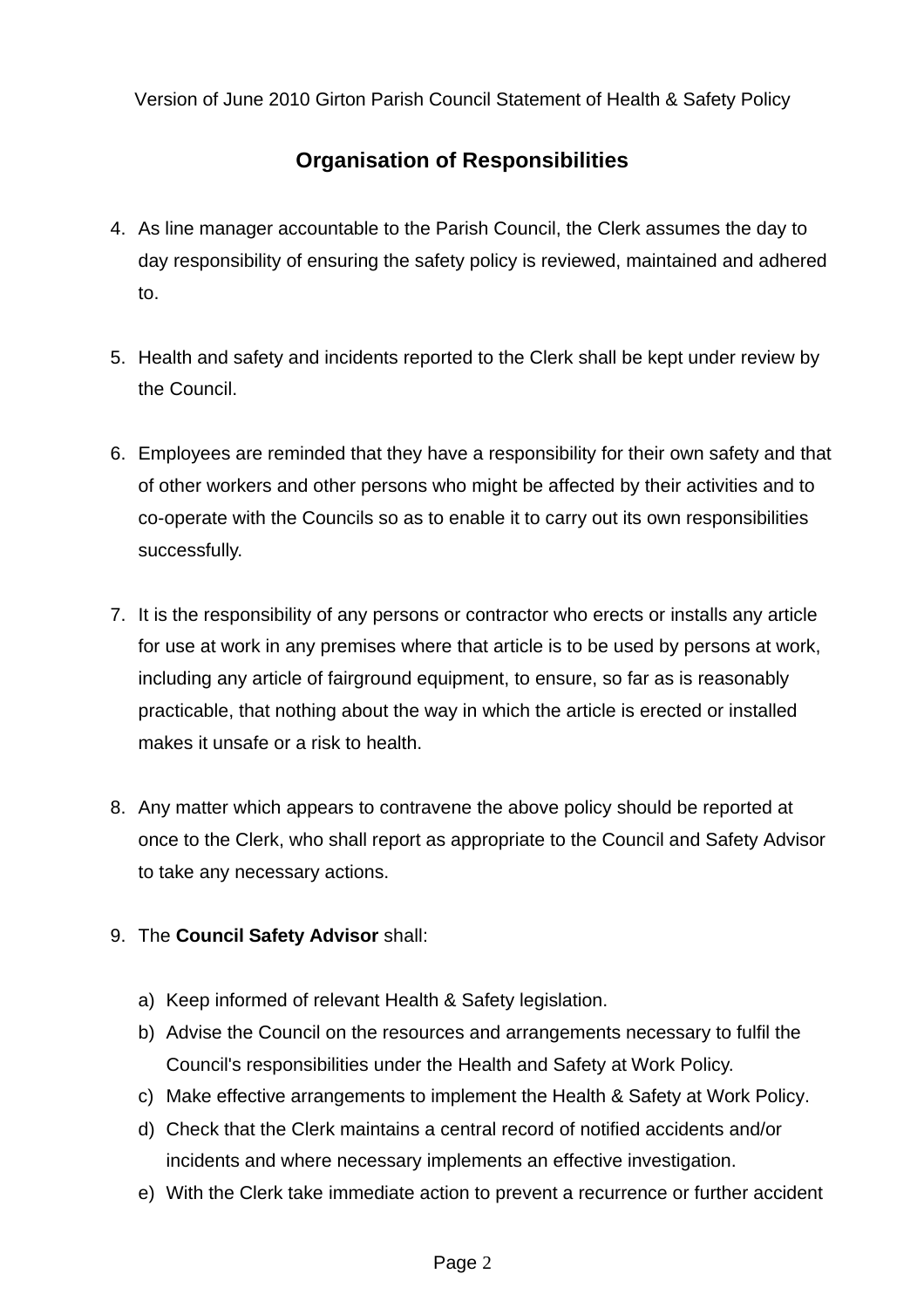Version of June 2010 Girton Parish Council Statement of Health & Safety Policy

## Organisation of Responsibilities

4. As line manager accountable to the Parish Council, the Clerk assumes the day to day responsibility of ensuring the safety policy is reviewed, maintained and adhered to.

5. Health and safety and incidents reported to the Clerk shall be kept under review by the Council.

6. Employees are reminded that they have a responsibility for their own safety and that of other workers and other persons who might be affected by their activities and to co-operate with the Councils so as to enable it to carry out its own responsibilities successfully.

7. It is the responsibility of any persons or contractor who erects or installs any article for use at work in any premises where that article is to be used by persons at work, including any article of fairground equipment, to ensure, so far as is reasonably practicable, that nothing about the way in which the article is erected or installed makes it unsafe or a risk to health.

8. Any matter which appears to contravene the above policy should be reported at once to the Clerk, who shall report as appropriate to the Council and Safety Advisor to take any necessary actions.

9. The **Council Safety Advisor** shall:

   a) Keep informed of relevant Health & Safety legislation.
   b) Advise the Council on the resources and arrangements necessary to fulfil the Council's responsibilities under the Health and Safety at Work Policy.
   c) Make effective arrangements to implement the Health & Safety at Work Policy.
   d) Check that the Clerk maintains a central record of notified accidents and/or incidents and where necessary implements an effective investigation.
   e) With the Clerk take immediate action to prevent a recurrence or further accident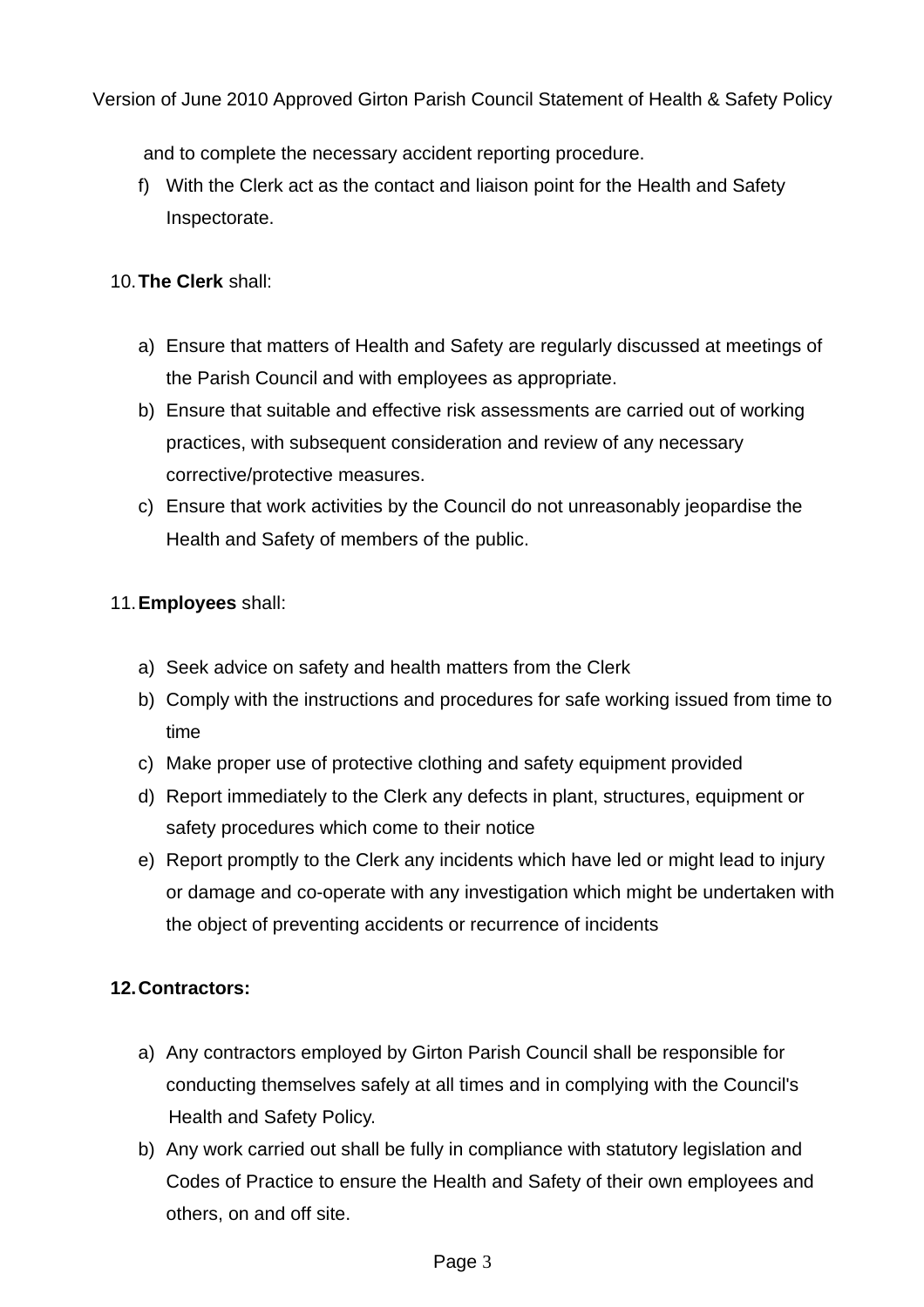and to complete the necessary accident reporting procedure.

f) With the Clerk act as the contact and liaison point for the Health and Safety Inspectorate.

10. **The Clerk** shall:

a) Ensure that matters of Health and Safety are regularly discussed at meetings of the Parish Council and with employees as appropriate.
b) Ensure that suitable and effective risk assessments are carried out of working practices, with subsequent consideration and review of any necessary corrective/protective measures.
c) Ensure that work activities by the Council do not unreasonably jeopardise the Health and Safety of members of the public.

11. **Employees** shall:

a) Seek advice on safety and health matters from the Clerk
b) Comply with the instructions and procedures for safe working issued from time to time
c) Make proper use of protective clothing and safety equipment provided
d) Report immediately to the Clerk any defects in plant, structures, equipment or safety procedures which come to their notice
e) Report promptly to the Clerk any incidents which have led or might lead to injury or damage and co-operate with any investigation which might be undertaken with the object of preventing accidents or recurrence of incidents

**12. Contractors:**

a) Any contractors employed by Girton Parish Council shall be responsible for conducting themselves safely at all times and in complying with the Council's Health and Safety Policy.
b) Any work carried out shall be fully in compliance with statutory legislation and Codes of Practice to ensure the Health and Safety of their own employees and others, on and off site.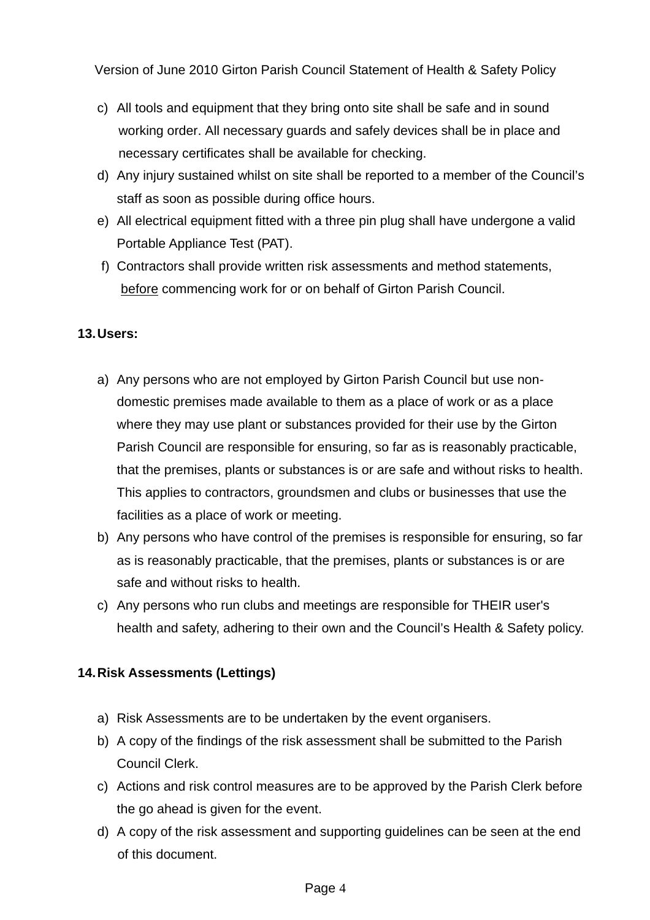c) All tools and equipment that they bring onto site shall be safe and in sound working order. All necessary guards and safely devices shall be in place and necessary certificates shall be available for checking.
d) Any injury sustained whilst on site shall be reported to a member of the Council's staff as soon as possible during office hours.
e) All electrical equipment fitted with a three pin plug shall have undergone a valid Portable Appliance Test (PAT).
f) Contractors shall provide written risk assessments and method statements, <u>before</u> commencing work for or on behalf of Girton Parish Council.

## 13. Users:

a) Any persons who are not employed by Girton Parish Council but use non-domestic premises made available to them as a place of work or as a place where they may use plant or substances provided for their use by the Girton Parish Council are responsible for ensuring, so far as is reasonably practicable, that the premises, plants or substances is or are safe and without risks to health. This applies to contractors, groundsmen and clubs or businesses that use the facilities as a place of work or meeting.
b) Any persons who have control of the premises is responsible for ensuring, so far as is reasonably practicable, that the premises, plants or substances is or are safe and without risks to health.
c) Any persons who run clubs and meetings are responsible for THEIR user's health and safety, adhering to their own and the Council's Health & Safety policy.

## 14. Risk Assessments (Lettings)

a) Risk Assessments are to be undertaken by the event organisers.
b) A copy of the findings of the risk assessment shall be submitted to the Parish Council Clerk.
c) Actions and risk control measures are to be approved by the Parish Clerk before the go ahead is given for the event.
d) A copy of the risk assessment and supporting guidelines can be seen at the end of this document.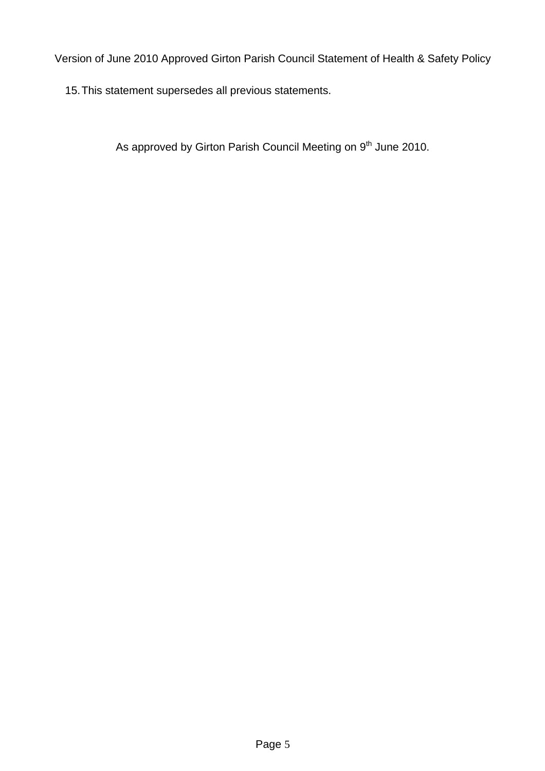15. This statement supersedes all previous statements.

As approved by Girton Parish Council Meeting on 9th June 2010.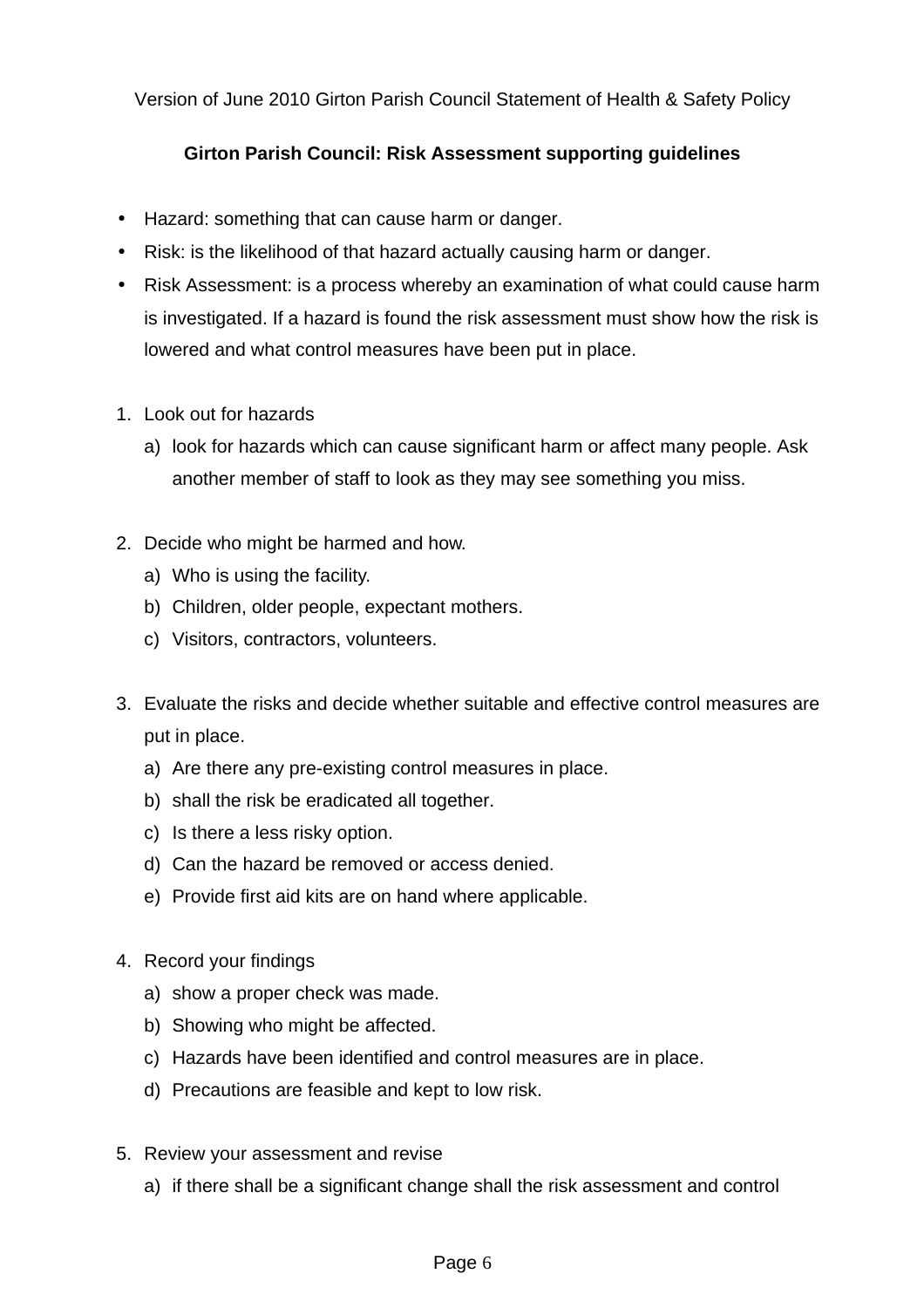Version of June 2010 Girton Parish Council Statement of Health & Safety Policy

**Girton Parish Council: Risk Assessment supporting guidelines**

- Hazard: something that can cause harm or danger.
- Risk: is the likelihood of that hazard actually causing harm or danger.
- Risk Assessment: is a process whereby an examination of what could cause harm is investigated. If a hazard is found the risk assessment must show how the risk is lowered and what control measures have been put in place.

1. Look out for hazards
   a) look for hazards which can cause significant harm or affect many people. Ask another member of staff to look as they may see something you miss.

2. Decide who might be harmed and how.
   a) Who is using the facility.
   b) Children, older people, expectant mothers.
   c) Visitors, contractors, volunteers.

3. Evaluate the risks and decide whether suitable and effective control measures are put in place.
   a) Are there any pre-existing control measures in place.
   b) shall the risk be eradicated all together.
   c) Is there a less risky option.
   d) Can the hazard be removed or access denied.
   e) Provide first aid kits are on hand where applicable.

4. Record your findings
   a) show a proper check was made.
   b) Showing who might be affected.
   c) Hazards have been identified and control measures are in place.
   d) Precautions are feasible and kept to low risk.

5. Review your assessment and revise
   a) if there shall be a significant change shall the risk assessment and control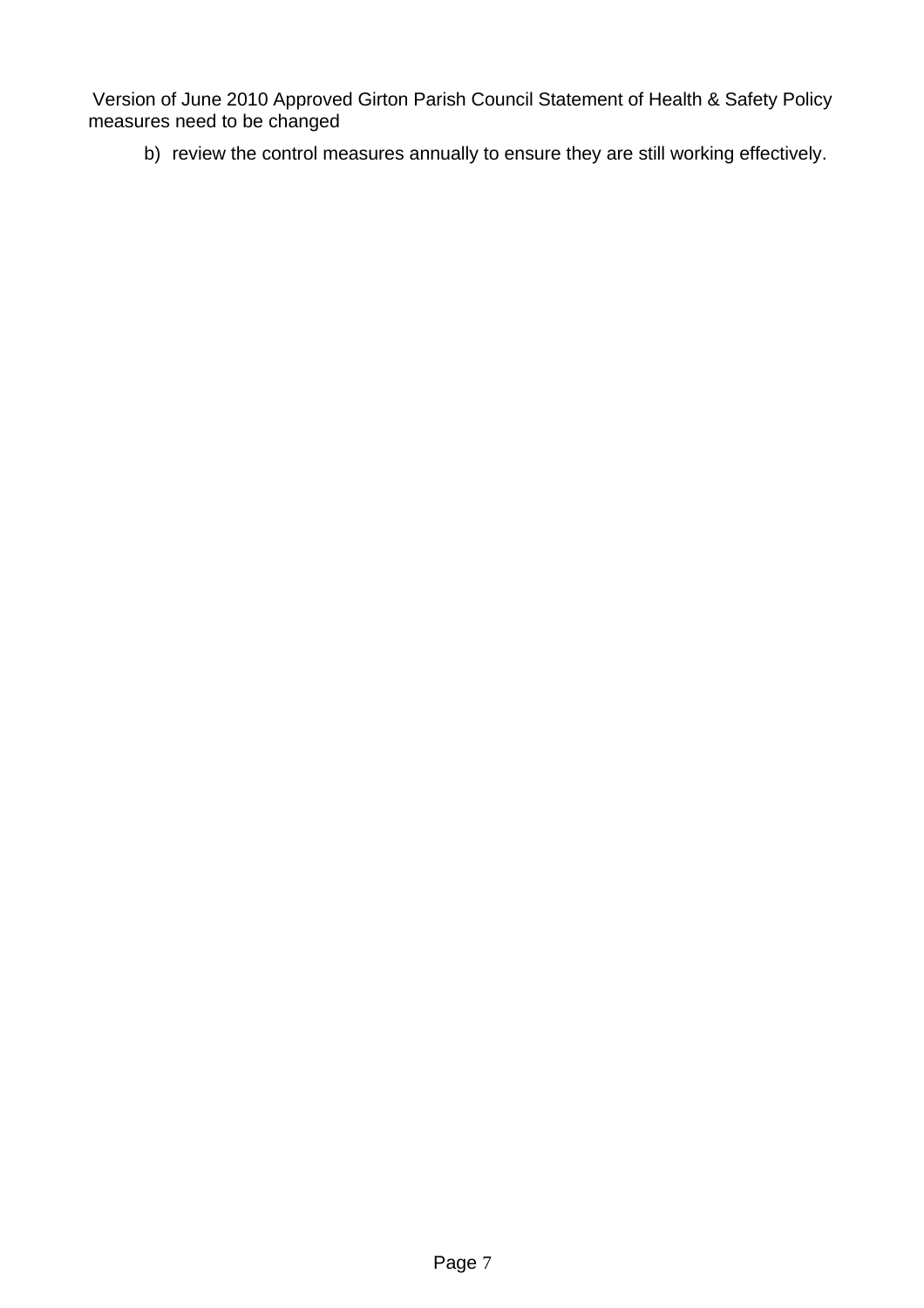measures need to be changed

b) review the control measures annually to ensure they are still working effectively.